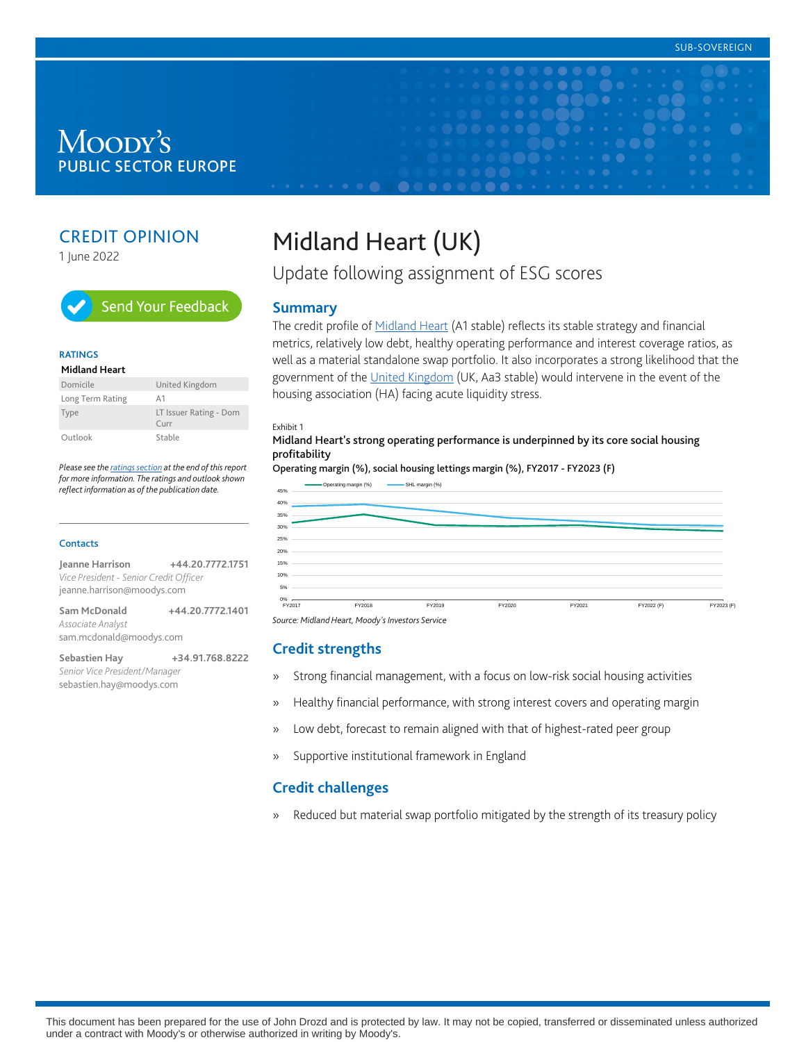SUB-SOVEREIGN

MOODY'S
PUBLIC SECTOR EUROPE

CREDIT OPINION

1 June 2022

Send Your Feedback

**RATINGS**

**Midland Heart**

| | |
|---|---|
| Domicile | United Kingdom |
| Long Term Rating | A1 |
| Type | LT Issuer Rating - Dom Curr |
| Outlook | Stable |

*Please see the ratings section at the end of this report for more information. The ratings and outlook shown reflect information as of the publication date.*

**Contacts**

**Jeanne Harrison** +44.20.7772.1751
*Vice President - Senior Credit Officer*
jeanne.harrison@moodys.com

**Sam McDonald** +44.20.7772.1401
*Associate Analyst*
sam.mcdonald@moodys.com

**Sebastien Hay** +34.91.768.8222
*Senior Vice President/Manager*
sebastien.hay@moodys.com

# Midland Heart (UK)

## Update following assignment of ESG scores

## Summary

The credit profile of Midland Heart (A1 stable) reflects its stable strategy and financial metrics, relatively low debt, healthy operating performance and interest coverage ratios, as well as a material standalone swap portfolio. It also incorporates a strong likelihood that the government of the United Kingdom (UK, Aa3 stable) would intervene in the event of the housing association (HA) facing acute liquidity stress.

Exhibit 1

**Midland Heart's strong operating performance is underpinned by its core social housing profitability**

**Operating margin (%), social housing lettings margin (%), FY2017 - FY2023 (F)**

Source: Midland Heart, Moody's Investors Service

## Credit strengths

» Strong financial management, with a focus on low-risk social housing activities

» Healthy financial performance, with strong interest covers and operating margin

» Low debt, forecast to remain aligned with that of highest-rated peer group

» Supportive institutional framework in England

## Credit challenges

» Reduced but material swap portfolio mitigated by the strength of its treasury policy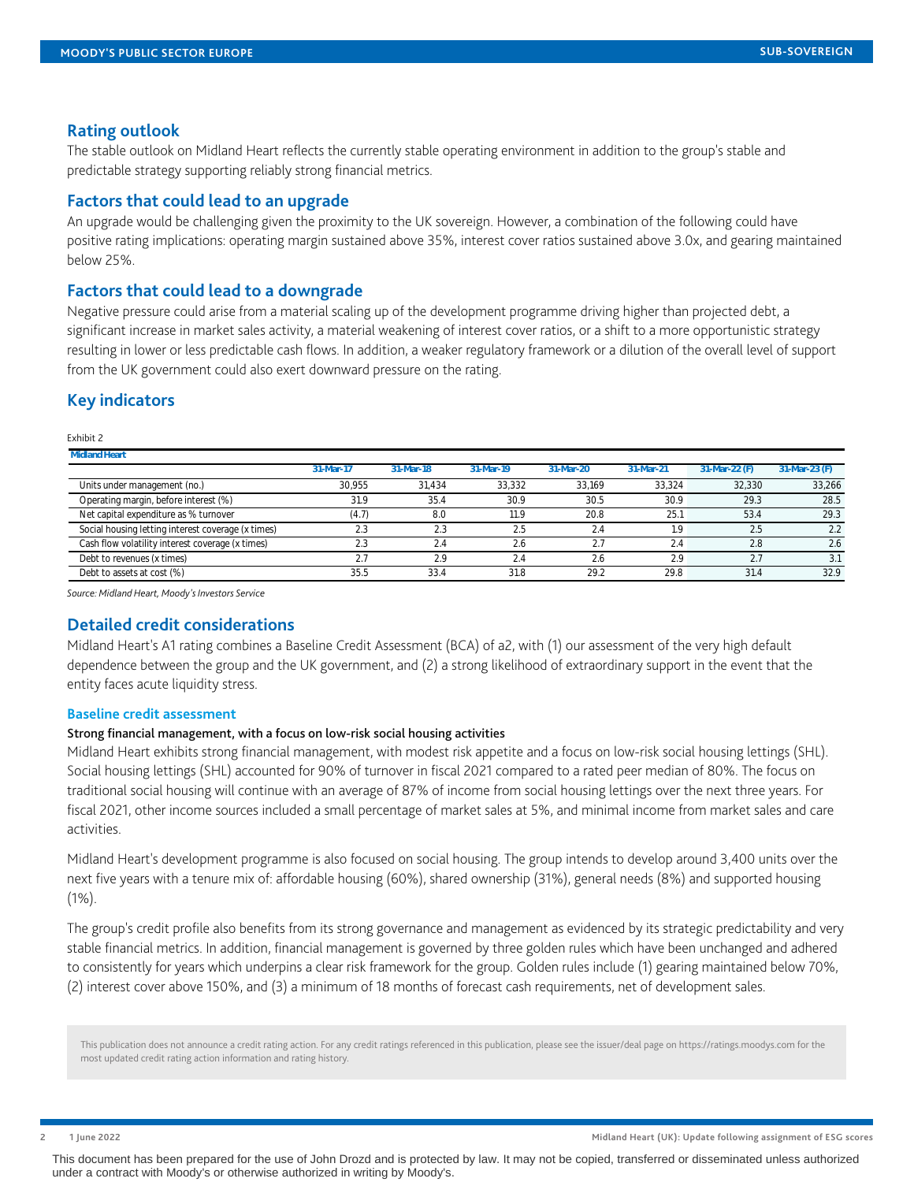## Rating outlook

The stable outlook on Midland Heart reflects the currently stable operating environment in addition to the group's stable and predictable strategy supporting reliably strong financial metrics.

## Factors that could lead to an upgrade

An upgrade would be challenging given the proximity to the UK sovereign. However, a combination of the following could have positive rating implications: operating margin sustained above 35%, interest cover ratios sustained above 3.0x, and gearing maintained below 25%.

## Factors that could lead to a downgrade

Negative pressure could arise from a material scaling up of the development programme driving higher than projected debt, a significant increase in market sales activity, a material weakening of interest cover ratios, or a shift to a more opportunistic strategy resulting in lower or less predictable cash flows. In addition, a weaker regulatory framework or a dilution of the overall level of support from the UK government could also exert downward pressure on the rating.

## Key indicators

Exhibit 2

| Midland Heart | 31-Mar-17 | 31-Mar-18 | 31-Mar-19 | 31-Mar-20 | 31-Mar-21 | 31-Mar-22 (F) | 31-Mar-23 (F) |
|---|---|---|---|---|---|---|---|
| Units under management (no.) | 30,955 | 31,434 | 33,332 | 33,169 | 33,324 | 32,330 | 33,266 |
| Operating margin, before interest (%) | 31.9 | 35.4 | 30.9 | 30.5 | 30.9 | 29.3 | 28.5 |
| Net capital expenditure as % turnover | (4.7) | 8.0 | 11.9 | 20.8 | 25.1 | 53.4 | 29.3 |
| Social housing letting interest coverage (x times) | 2.3 | 2.3 | 2.5 | 2.4 | 1.9 | 2.5 | 2.2 |
| Cash flow volatility interest coverage (x times) | 2.3 | 2.4 | 2.6 | 2.7 | 2.4 | 2.8 | 2.6 |
| Debt to revenues (x times) | 2.7 | 2.9 | 2.4 | 2.6 | 2.9 | 2.7 | 3.1 |
| Debt to assets at cost (%) | 35.5 | 33.4 | 31.8 | 29.2 | 29.8 | 31.4 | 32.9 |

*Source: Midland Heart, Moody's Investors Service*

## Detailed credit considerations

Midland Heart's A1 rating combines a Baseline Credit Assessment (BCA) of a2, with (1) our assessment of the very high default dependence between the group and the UK government, and (2) a strong likelihood of extraordinary support in the event that the entity faces acute liquidity stress.

### Baseline credit assessment

**Strong financial management, with a focus on low-risk social housing activities**

Midland Heart exhibits strong financial management, with modest risk appetite and a focus on low-risk social housing lettings (SHL). Social housing lettings (SHL) accounted for 90% of turnover in fiscal 2021 compared to a rated peer median of 80%. The focus on traditional social housing will continue with an average of 87% of income from social housing lettings over the next three years. For fiscal 2021, other income sources included a small percentage of market sales at 5%, and minimal income from market sales and care activities.

Midland Heart's development programme is also focused on social housing. The group intends to develop around 3,400 units over the next five years with a tenure mix of: affordable housing (60%), shared ownership (31%), general needs (8%) and supported housing (1%).

The group's credit profile also benefits from its strong governance and management as evidenced by its strategic predictability and very stable financial metrics. In addition, financial management is governed by three golden rules which have been unchanged and adhered to consistently for years which underpins a clear risk framework for the group. Golden rules include (1) gearing maintained below 70%, (2) interest cover above 150%, and (3) a minimum of 18 months of forecast cash requirements, net of development sales.

This publication does not announce a credit rating action. For any credit ratings referenced in this publication, please see the issuer/deal page on https://ratings.moodys.com for the most updated credit rating action information and rating history.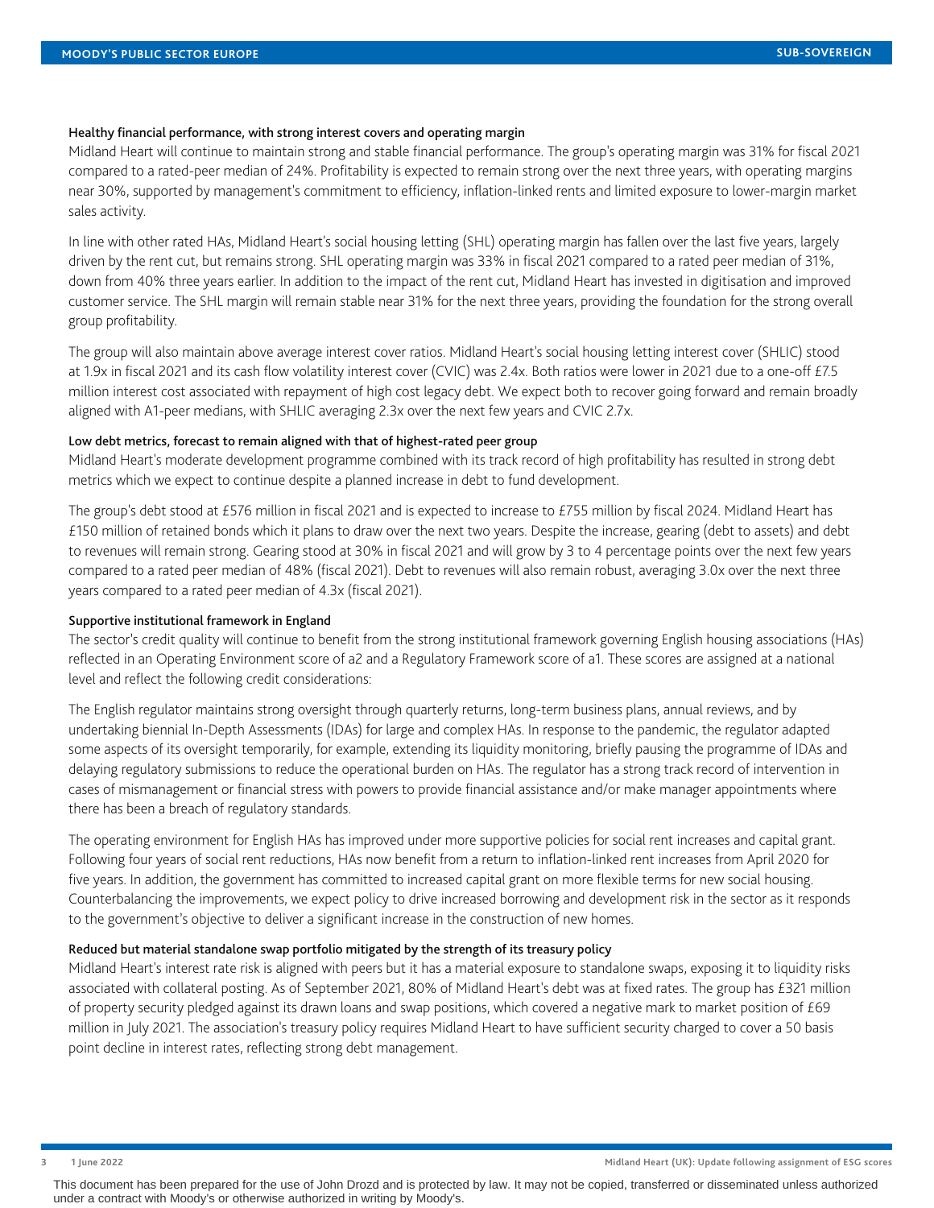#### Healthy financial performance, with strong interest covers and operating margin

Midland Heart will continue to maintain strong and stable financial performance. The group's operating margin was 31% for fiscal 2021 compared to a rated-peer median of 24%. Profitability is expected to remain strong over the next three years, with operating margins near 30%, supported by management's commitment to efficiency, inflation-linked rents and limited exposure to lower-margin market sales activity.

In line with other rated HAs, Midland Heart's social housing letting (SHL) operating margin has fallen over the last five years, largely driven by the rent cut, but remains strong. SHL operating margin was 33% in fiscal 2021 compared to a rated peer median of 31%, down from 40% three years earlier. In addition to the impact of the rent cut, Midland Heart has invested in digitisation and improved customer service. The SHL margin will remain stable near 31% for the next three years, providing the foundation for the strong overall group profitability.

The group will also maintain above average interest cover ratios. Midland Heart's social housing letting interest cover (SHLIC) stood at 1.9x in fiscal 2021 and its cash flow volatility interest cover (CVIC) was 2.4x. Both ratios were lower in 2021 due to a one-off £7.5 million interest cost associated with repayment of high cost legacy debt. We expect both to recover going forward and remain broadly aligned with A1-peer medians, with SHLIC averaging 2.3x over the next few years and CVIC 2.7x.

#### Low debt metrics, forecast to remain aligned with that of highest-rated peer group

Midland Heart's moderate development programme combined with its track record of high profitability has resulted in strong debt metrics which we expect to continue despite a planned increase in debt to fund development.

The group's debt stood at £576 million in fiscal 2021 and is expected to increase to £755 million by fiscal 2024. Midland Heart has £150 million of retained bonds which it plans to draw over the next two years. Despite the increase, gearing (debt to assets) and debt to revenues will remain strong. Gearing stood at 30% in fiscal 2021 and will grow by 3 to 4 percentage points over the next few years compared to a rated peer median of 48% (fiscal 2021). Debt to revenues will also remain robust, averaging 3.0x over the next three years compared to a rated peer median of 4.3x (fiscal 2021).

#### Supportive institutional framework in England

The sector's credit quality will continue to benefit from the strong institutional framework governing English housing associations (HAs) reflected in an Operating Environment score of a2 and a Regulatory Framework score of a1. These scores are assigned at a national level and reflect the following credit considerations:

The English regulator maintains strong oversight through quarterly returns, long-term business plans, annual reviews, and by undertaking biennial In-Depth Assessments (IDAs) for large and complex HAs. In response to the pandemic, the regulator adapted some aspects of its oversight temporarily, for example, extending its liquidity monitoring, briefly pausing the programme of IDAs and delaying regulatory submissions to reduce the operational burden on HAs. The regulator has a strong track record of intervention in cases of mismanagement or financial stress with powers to provide financial assistance and/or make manager appointments where there has been a breach of regulatory standards.

The operating environment for English HAs has improved under more supportive policies for social rent increases and capital grant. Following four years of social rent reductions, HAs now benefit from a return to inflation-linked rent increases from April 2020 for five years. In addition, the government has committed to increased capital grant on more flexible terms for new social housing. Counterbalancing the improvements, we expect policy to drive increased borrowing and development risk in the sector as it responds to the government's objective to deliver a significant increase in the construction of new homes.

#### Reduced but material standalone swap portfolio mitigated by the strength of its treasury policy

Midland Heart's interest rate risk is aligned with peers but it has a material exposure to standalone swaps, exposing it to liquidity risks associated with collateral posting. As of September 2021, 80% of Midland Heart's debt was at fixed rates. The group has £321 million of property security pledged against its drawn loans and swap positions, which covered a negative mark to market position of £69 million in July 2021. The association's treasury policy requires Midland Heart to have sufficient security charged to cover a 50 basis point decline in interest rates, reflecting strong debt management.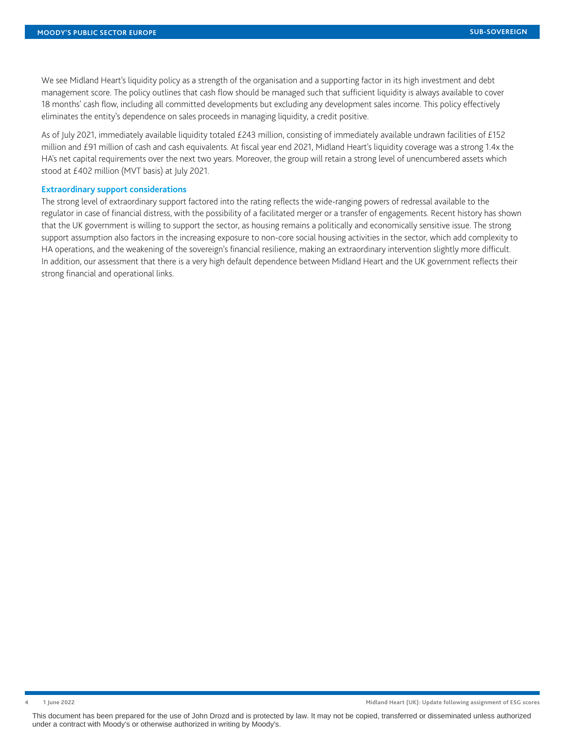We see Midland Heart's liquidity policy as a strength of the organisation and a supporting factor in its high investment and debt management score. The policy outlines that cash flow should be managed such that sufficient liquidity is always available to cover 18 months' cash flow, including all committed developments but excluding any development sales income. This policy effectively eliminates the entity's dependence on sales proceeds in managing liquidity, a credit positive.

As of July 2021, immediately available liquidity totaled £243 million, consisting of immediately available undrawn facilities of £152 million and £91 million of cash and cash equivalents. At fiscal year end 2021, Midland Heart's liquidity coverage was a strong 1.4x the HA's net capital requirements over the next two years. Moreover, the group will retain a strong level of unencumbered assets which stood at £402 million (MVT basis) at July 2021.

### Extraordinary support considerations

The strong level of extraordinary support factored into the rating reflects the wide-ranging powers of redressal available to the regulator in case of financial distress, with the possibility of a facilitated merger or a transfer of engagements. Recent history has shown that the UK government is willing to support the sector, as housing remains a politically and economically sensitive issue. The strong support assumption also factors in the increasing exposure to non-core social housing activities in the sector, which add complexity to HA operations, and the weakening of the sovereign's financial resilience, making an extraordinary intervention slightly more difficult. In addition, our assessment that there is a very high default dependence between Midland Heart and the UK government reflects their strong financial and operational links.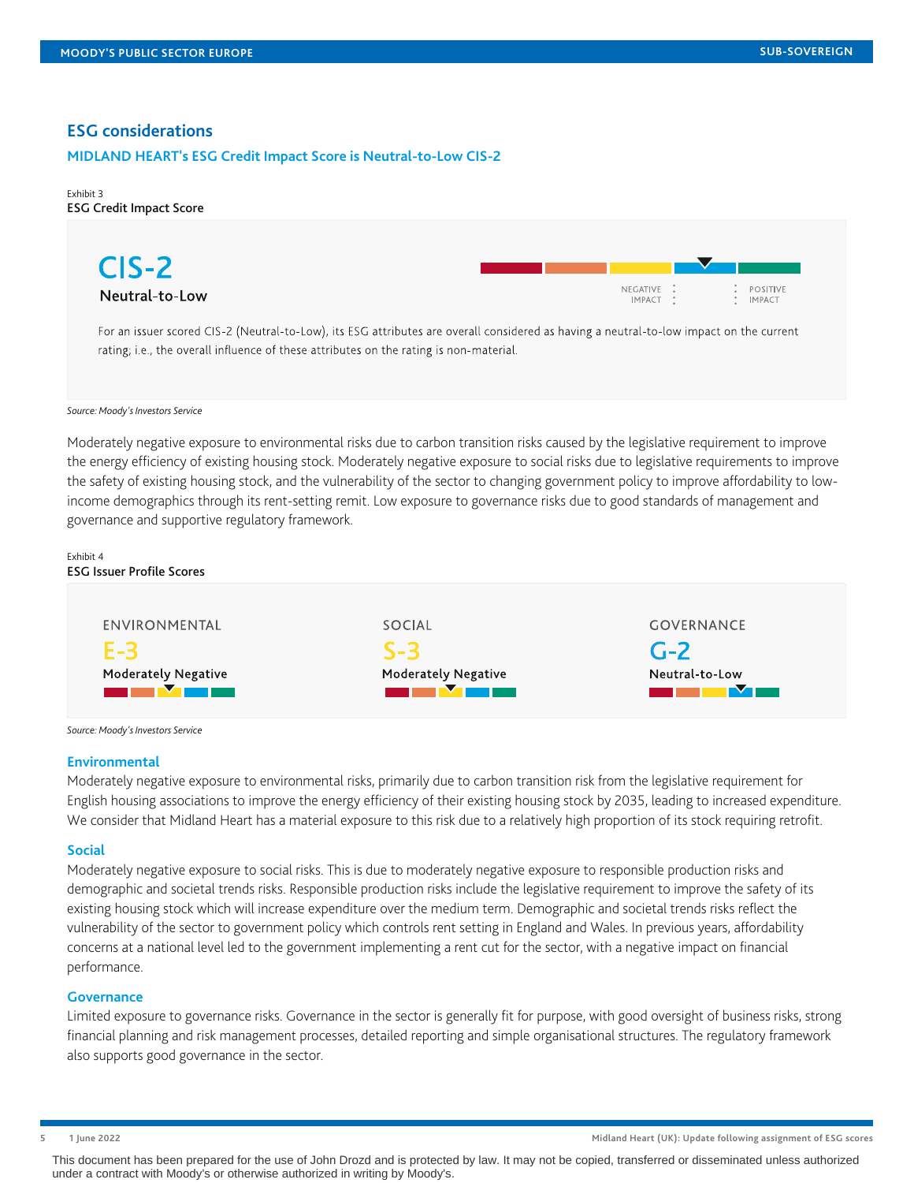## ESG considerations

### MIDLAND HEART's ESG Credit Impact Score is Neutral-to-Low CIS-2

Exhibit 3
**ESG Credit Impact Score**

**CIS-2**
**Neutral-to-Low**

NEGATIVE IMPACT — POSITIVE IMPACT

For an issuer scored CIS-2 (Neutral-to-Low), its ESG attributes are overall considered as having a neutral-to-low impact on the current rating; i.e., the overall influence of these attributes on the rating is non-material.

*Source: Moody's Investors Service*

Moderately negative exposure to environmental risks due to carbon transition risks caused by the legislative requirement to improve the energy efficiency of existing housing stock. Moderately negative exposure to social risks due to legislative requirements to improve the safety of existing housing stock, and the vulnerability of the sector to changing government policy to improve affordability to low-income demographics through its rent-setting remit. Low exposure to governance risks due to good standards of management and governance and supportive regulatory framework.

Exhibit 4
**ESG Issuer Profile Scores**

| ENVIRONMENTAL | SOCIAL | GOVERNANCE |
|---|---|---|
| **E-3** | **S-3** | **G-2** |
| Moderately Negative | Moderately Negative | Neutral-to-Low |

*Source: Moody's Investors Service*

### Environmental

Moderately negative exposure to environmental risks, primarily due to carbon transition risk from the legislative requirement for English housing associations to improve the energy efficiency of their existing housing stock by 2035, leading to increased expenditure. We consider that Midland Heart has a material exposure to this risk due to a relatively high proportion of its stock requiring retrofit.

### Social

Moderately negative exposure to social risks. This is due to moderately negative exposure to responsible production risks and demographic and societal trends risks. Responsible production risks include the legislative requirement to improve the safety of its existing housing stock which will increase expenditure over the medium term. Demographic and societal trends risks reflect the vulnerability of the sector to government policy which controls rent setting in England and Wales. In previous years, affordability concerns at a national level led to the government implementing a rent cut for the sector, with a negative impact on financial performance.

### Governance

Limited exposure to governance risks. Governance in the sector is generally fit for purpose, with good oversight of business risks, strong financial planning and risk management processes, detailed reporting and simple organisational structures. The regulatory framework also supports good governance in the sector.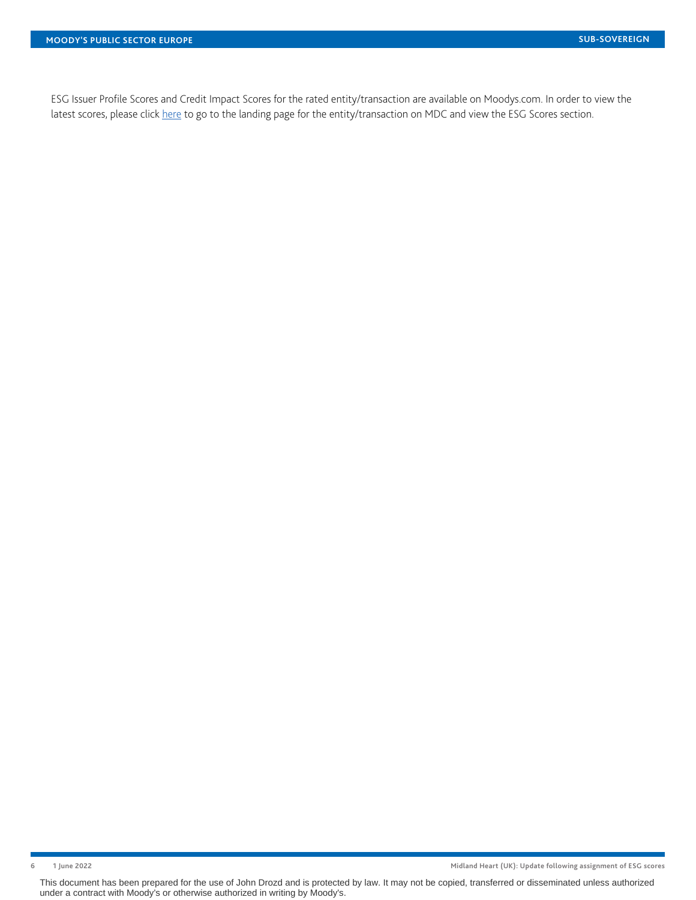ESG Issuer Profile Scores and Credit Impact Scores for the rated entity/transaction are available on Moodys.com. In order to view the latest scores, please click here to go to the landing page for the entity/transaction on MDC and view the ESG Scores section.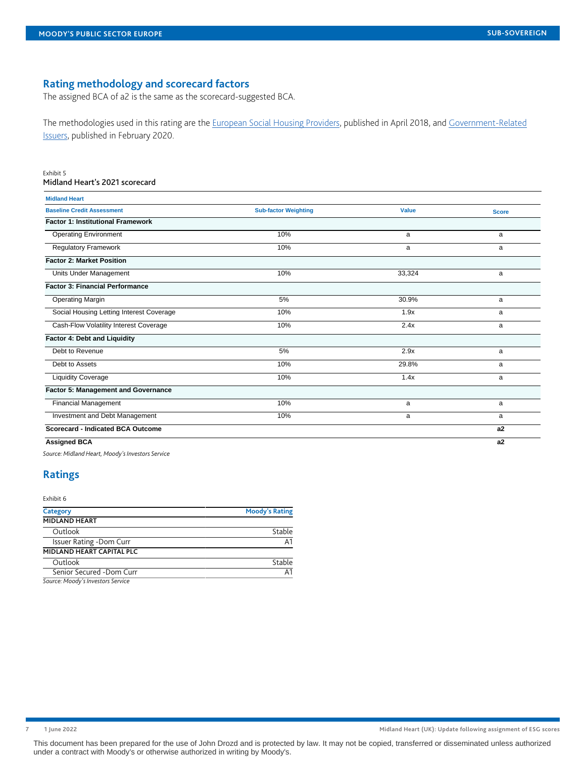## Rating methodology and scorecard factors

The assigned BCA of a2 is the same as the scorecard-suggested BCA.

The methodologies used in this rating are the European Social Housing Providers, published in April 2018, and Government-Related Issuers, published in February 2020.

Exhibit 5
Midland Heart's 2021 scorecard

| Midland Heart | | | |
|---|---|---|---|
| **Baseline Credit Assessment** | **Sub-factor Weighting** | **Value** | **Score** |
| **Factor 1: Institutional Framework** | | | |
| Operating Environment | 10% | a | a |
| Regulatory Framework | 10% | a | a |
| **Factor 2: Market Position** | | | |
| Units Under Management | 10% | 33,324 | a |
| **Factor 3: Financial Performance** | | | |
| Operating Margin | 5% | 30.9% | a |
| Social Housing Letting Interest Coverage | 10% | 1.9x | a |
| Cash-Flow Volatility Interest Coverage | 10% | 2.4x | a |
| **Factor 4: Debt and Liquidity** | | | |
| Debt to Revenue | 5% | 2.9x | a |
| Debt to Assets | 10% | 29.8% | a |
| Liquidity Coverage | 10% | 1.4x | a |
| **Factor 5: Management and Governance** | | | |
| Financial Management | 10% | a | a |
| Investment and Debt Management | 10% | a | a |
| **Scorecard - Indicated BCA Outcome** | | | **a2** |
| **Assigned BCA** | | | **a2** |

*Source: Midland Heart, Moody's Investors Service*

## Ratings

Exhibit 6

| Category | Moody's Rating |
|---|---|
| **MIDLAND HEART** | |
| Outlook | Stable |
| Issuer Rating -Dom Curr | A1 |
| **MIDLAND HEART CAPITAL PLC** | |
| Outlook | Stable |
| Senior Secured -Dom Curr | A1 |

*Source: Moody's Investors Service*

This document has been prepared for the use of John Drozd and is protected by law. It may not be copied, transferred or disseminated unless authorized under a contract with Moody's or otherwise authorized in writing by Moody's.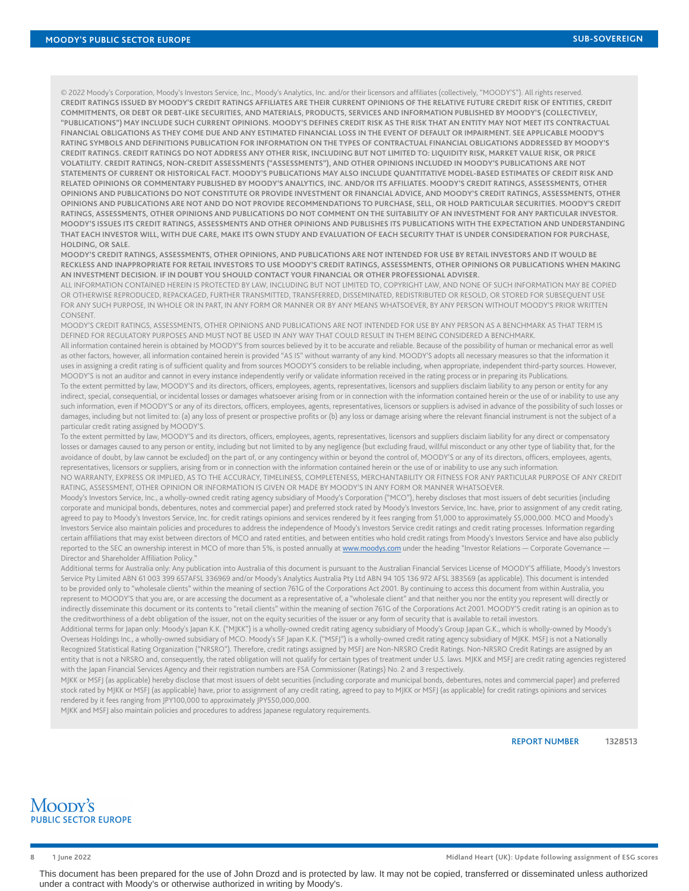© 2022 Moody's Corporation, Moody's Investors Service, Inc., Moody's Analytics, Inc. and/or their licensors and affiliates (collectively, "MOODY'S"). All rights reserved.

**CREDIT RATINGS ISSUED BY MOODY'S CREDIT RATINGS AFFILIATES ARE THEIR CURRENT OPINIONS OF THE RELATIVE FUTURE CREDIT RISK OF ENTITIES, CREDIT COMMITMENTS, OR DEBT OR DEBT-LIKE SECURITIES, AND MATERIALS, PRODUCTS, SERVICES AND INFORMATION PUBLISHED BY MOODY'S (COLLECTIVELY, "PUBLICATIONS") MAY INCLUDE SUCH CURRENT OPINIONS. MOODY'S DEFINES CREDIT RISK AS THE RISK THAT AN ENTITY MAY NOT MEET ITS CONTRACTUAL FINANCIAL OBLIGATIONS AS THEY COME DUE AND ANY ESTIMATED FINANCIAL LOSS IN THE EVENT OF DEFAULT OR IMPAIRMENT. SEE APPLICABLE MOODY'S RATING SYMBOLS AND DEFINITIONS PUBLICATION FOR INFORMATION ON THE TYPES OF CONTRACTUAL FINANCIAL OBLIGATIONS ADDRESSED BY MOODY'S CREDIT RATINGS. CREDIT RATINGS DO NOT ADDRESS ANY OTHER RISK, INCLUDING BUT NOT LIMITED TO: LIQUIDITY RISK, MARKET VALUE RISK, OR PRICE VOLATILITY. CREDIT RATINGS, NON-CREDIT ASSESSMENTS ("ASSESSMENTS"), AND OTHER OPINIONS INCLUDED IN MOODY'S PUBLICATIONS ARE NOT STATEMENTS OF CURRENT OR HISTORICAL FACT. MOODY'S PUBLICATIONS MAY ALSO INCLUDE QUANTITATIVE MODEL-BASED ESTIMATES OF CREDIT RISK AND RELATED OPINIONS OR COMMENTARY PUBLISHED BY MOODY'S ANALYTICS, INC. AND/OR ITS AFFILIATES. MOODY'S CREDIT RATINGS, ASSESSMENTS, OTHER OPINIONS AND PUBLICATIONS DO NOT CONSTITUTE OR PROVIDE INVESTMENT OR FINANCIAL ADVICE, AND MOODY'S CREDIT RATINGS, ASSESSMENTS, OTHER OPINIONS AND PUBLICATIONS ARE NOT AND DO NOT PROVIDE RECOMMENDATIONS TO PURCHASE, SELL, OR HOLD PARTICULAR SECURITIES. MOODY'S CREDIT RATINGS, ASSESSMENTS, OTHER OPINIONS AND PUBLICATIONS DO NOT COMMENT ON THE SUITABILITY OF AN INVESTMENT FOR ANY PARTICULAR INVESTOR. MOODY'S ISSUES ITS CREDIT RATINGS, ASSESSMENTS AND OTHER OPINIONS AND PUBLISHES ITS PUBLICATIONS WITH THE EXPECTATION AND UNDERSTANDING THAT EACH INVESTOR WILL, WITH DUE CARE, MAKE ITS OWN STUDY AND EVALUATION OF EACH SECURITY THAT IS UNDER CONSIDERATION FOR PURCHASE, HOLDING, OR SALE.**

**MOODY'S CREDIT RATINGS, ASSESSMENTS, OTHER OPINIONS, AND PUBLICATIONS ARE NOT INTENDED FOR USE BY RETAIL INVESTORS AND IT WOULD BE RECKLESS AND INAPPROPRIATE FOR RETAIL INVESTORS TO USE MOODY'S CREDIT RATINGS, ASSESSMENTS, OTHER OPINIONS OR PUBLICATIONS WHEN MAKING AN INVESTMENT DECISION. IF IN DOUBT YOU SHOULD CONTACT YOUR FINANCIAL OR OTHER PROFESSIONAL ADVISER.**

ALL INFORMATION CONTAINED HEREIN IS PROTECTED BY LAW, INCLUDING BUT NOT LIMITED TO, COPYRIGHT LAW, AND NONE OF SUCH INFORMATION MAY BE COPIED OR OTHERWISE REPRODUCED, REPACKAGED, FURTHER TRANSMITTED, TRANSFERRED, DISSEMINATED, REDISTRIBUTED OR RESOLD, OR STORED FOR SUBSEQUENT USE FOR ANY SUCH PURPOSE, IN WHOLE OR IN PART, IN ANY FORM OR MANNER OR BY ANY MEANS WHATSOEVER, BY ANY PERSON WITHOUT MOODY'S PRIOR WRITTEN CONSENT.

MOODY'S CREDIT RATINGS, ASSESSMENTS, OTHER OPINIONS AND PUBLICATIONS ARE NOT INTENDED FOR USE BY ANY PERSON AS A BENCHMARK AS THAT TERM IS DEFINED FOR REGULATORY PURPOSES AND MUST NOT BE USED IN ANY WAY THAT COULD RESULT IN THEM BEING CONSIDERED A BENCHMARK.

All information contained herein is obtained by MOODY'S from sources believed by it to be accurate and reliable. Because of the possibility of human or mechanical error as well as other factors, however, all information contained herein is provided "AS IS" without warranty of any kind. MOODY'S adopts all necessary measures so that the information it uses in assigning a credit rating is of sufficient quality and from sources MOODY'S considers to be reliable including, when appropriate, independent third-party sources. However, MOODY'S is not an auditor and cannot in every instance independently verify or validate information received in the rating process or in preparing its Publications.

To the extent permitted by law, MOODY'S and its directors, officers, employees, agents, representatives, licensors and suppliers disclaim liability to any person or entity for any indirect, special, consequential, or incidental losses or damages whatsoever arising from or in connection with the information contained herein or the use of or inability to use any such information, even if MOODY'S or any of its directors, officers, employees, agents, representatives, licensors or suppliers is advised in advance of the possibility of such losses or damages, including but not limited to: (a) any loss of present or prospective profits or (b) any loss or damage arising where the relevant financial instrument is not the subject of a particular credit rating assigned by MOODY'S.

To the extent permitted by law, MOODY'S and its directors, officers, employees, agents, representatives, licensors and suppliers disclaim liability for any direct or compensatory losses or damages caused to any person or entity, including but not limited to by any negligence (but excluding fraud, willful misconduct or any other type of liability that, for the avoidance of doubt, by law cannot be excluded) on the part of, or any contingency within or beyond the control of, MOODY'S or any of its directors, officers, employees, agents, representatives, licensors or suppliers, arising from or in connection with the information contained herein or the use of or inability to use any such information.

NO WARRANTY, EXPRESS OR IMPLIED, AS TO THE ACCURACY, TIMELINESS, COMPLETENESS, MERCHANTABILITY OR FITNESS FOR ANY PARTICULAR PURPOSE OF ANY CREDIT RATING, ASSESSMENT, OTHER OPINION OR INFORMATION IS GIVEN OR MADE BY MOODY'S IN ANY FORM OR MANNER WHATSOEVER.

Moody's Investors Service, Inc., a wholly-owned credit rating agency subsidiary of Moody's Corporation ("MCO"), hereby discloses that most issuers of debt securities (including corporate and municipal bonds, debentures, notes and commercial paper) and preferred stock rated by Moody's Investors Service, Inc. have, prior to assignment of any credit rating, agreed to pay to Moody's Investors Service, Inc. for credit ratings opinions and services rendered by it fees ranging from $1,000 to approximately $5,000,000. MCO and Moody's Investors Service also maintain policies and procedures to address the independence of Moody's Investors Service credit ratings and credit rating processes. Information regarding certain affiliations that may exist between directors of MCO and rated entities, and between entities who hold credit ratings from Moody's Investors Service and have also publicly reported to the SEC an ownership interest in MCO of more than 5%, is posted annually at www.moodys.com under the heading "Investor Relations — Corporate Governance — Director and Shareholder Affiliation Policy."

Additional terms for Australia only: Any publication into Australia of this document is pursuant to the Australian Financial Services License of MOODY'S affiliate, Moody's Investors Service Pty Limited ABN 61 003 399 657AFSL 336969 and/or Moody's Analytics Australia Pty Ltd ABN 94 105 136 972 AFSL 383569 (as applicable). This document is intended to be provided only to "wholesale clients" within the meaning of section 761G of the Corporations Act 2001. By continuing to access this document from within Australia, you represent to MOODY'S that you are, or are accessing the document as a representative of, a "wholesale client" and that neither you nor the entity you represent will directly or indirectly disseminate this document or its contents to "retail clients" within the meaning of section 761G of the Corporations Act 2001. MOODY'S credit rating is an opinion as to the creditworthiness of a debt obligation of the issuer, not on the equity securities of the issuer or any form of security that is available to retail investors.

Additional terms for Japan only: Moody's Japan K.K. ("MJKK") is a wholly-owned credit rating agency subsidiary of Moody's Group Japan G.K., which is wholly-owned by Moody's Overseas Holdings Inc., a wholly-owned subsidiary of MCO. Moody's SF Japan K.K. ("MSFJ") is a wholly-owned credit rating agency subsidiary of MJKK. MSFJ is not a Nationally Recognized Statistical Rating Organization ("NRSRO"). Therefore, credit ratings assigned by MSFJ are Non-NRSRO Credit Ratings. Non-NRSRO Credit Ratings are assigned by an entity that is not a NRSRO and, consequently, the rated obligation will not qualify for certain types of treatment under U.S. laws. MJKK and MSFJ are credit rating agencies registered with the Japan Financial Services Agency and their registration numbers are FSA Commissioner (Ratings) No. 2 and 3 respectively.

MJKK or MSFJ (as applicable) hereby disclose that most issuers of debt securities (including corporate and municipal bonds, debentures, notes and commercial paper) and preferred stock rated by MJKK or MSFJ (as applicable) have, prior to assignment of any credit rating, agreed to pay to MJKK or MSFJ (as applicable) for credit ratings opinions and services rendered by it fees ranging from JPY100,000 to approximately JPY550,000,000.

MJKK and MSFJ also maintain policies and procedures to address Japanese regulatory requirements.

**REPORT NUMBER** 1328513

Moody's
PUBLIC SECTOR EUROPE

This document has been prepared for the use of John Drozd and is protected by law. It may not be copied, transferred or disseminated unless authorized under a contract with Moody's or otherwise authorized in writing by Moody's.